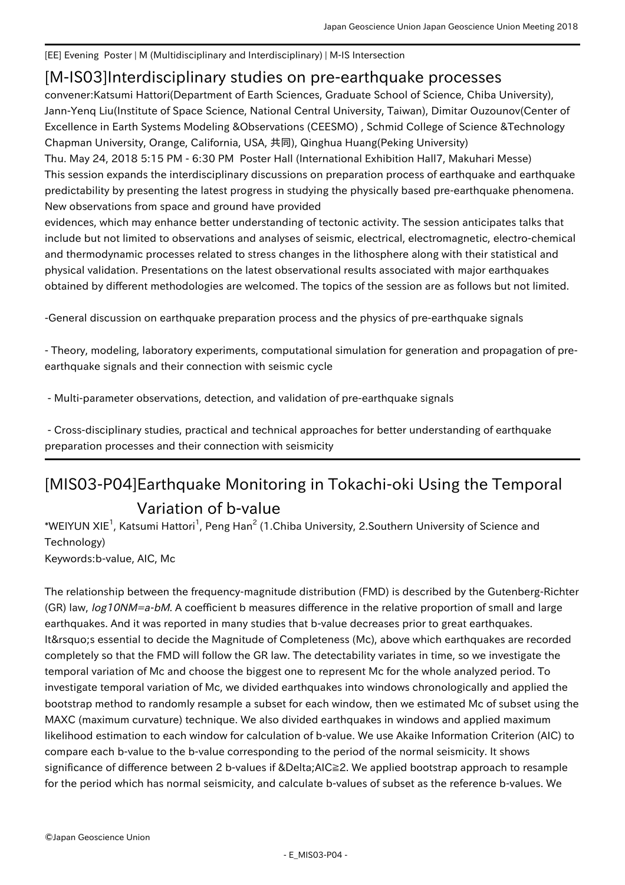[EE] Evening Poster | M (Multidisciplinary and Interdisciplinary) | M-IS Intersection

# [M-IS03]Interdisciplinary studies on pre-earthquake processes

convener:Katsumi Hattori(Department of Earth Sciences, Graduate School of Science, Chiba University), Jann-Yenq Liu(Institute of Space Science, National Central University, Taiwan), Dimitar Ouzounov(Center of Excellence in Earth Systems Modeling &Observations (CEESMO) , Schmid College of Science &Technology Chapman University, Orange, California, USA, 共同), Qinghua Huang(Peking University)

Thu. May 24, 2018 5:15 PM - 6:30 PM Poster Hall (International Exhibition Hall7, Makuhari Messe)

This session expands the interdisciplinary discussions on preparation process of earthquake and earthquake predictability by presenting the latest progress in studying the physically based pre-earthquake phenomena. New observations from space and ground have provided
evidences, which may enhance better understanding of tectonic activity. The session anticipates talks that include but not limited to observations and analyses of seismic, electrical, electromagnetic, electro-chemical and thermodynamic processes related to stress changes in the lithosphere along with their statistical and physical validation. Presentations on the latest observational results associated with major earthquakes obtained by different methodologies are welcomed. The topics of the session are as follows but not limited.

-General discussion on earthquake preparation process and the physics of pre-earthquake signals

- Theory, modeling, laboratory experiments, computational simulation for generation and propagation of pre-earthquake signals and their connection with seismic cycle

- Multi-parameter observations, detection, and validation of pre-earthquake signals

- Cross-disciplinary studies, practical and technical approaches for better understanding of earthquake preparation processes and their connection with seismicity

## [MIS03-P04]Earthquake Monitoring in Tokachi-oki Using the Temporal Variation of b-value

*WEIYUN XIE[1], Katsumi Hattori[1], Peng Han[2] (1.Chiba University, 2.Southern University of Science and Technology)

Keywords:b-value, AIC, Mc

The relationship between the frequency-magnitude distribution (FMD) is described by the Gutenberg-Richter (GR) law, *log10NM=a-bM*. A coefficient b measures difference in the relative proportion of small and large earthquakes. And it was reported in many studies that b-value decreases prior to great earthquakes. It&rsquo;s essential to decide the Magnitude of Completeness (Mc), above which earthquakes are recorded completely so that the FMD will follow the GR law. The detectability variates in time, so we investigate the temporal variation of Mc and choose the biggest one to represent Mc for the whole analyzed period. To investigate temporal variation of Mc, we divided earthquakes into windows chronologically and applied the bootstrap method to randomly resample a subset for each window, then we estimated Mc of subset using the MAXC (maximum curvature) technique. We also divided earthquakes in windows and applied maximum likelihood estimation to each window for calculation of b-value. We use Akaike Information Criterion (AIC) to compare each b-value to the b-value corresponding to the period of the normal seismicity. It shows significance of difference between 2 b-values if &Delta;AIC≧2. We applied bootstrap approach to resample for the period which has normal seismicity, and calculate b-values of subset as the reference b-values. We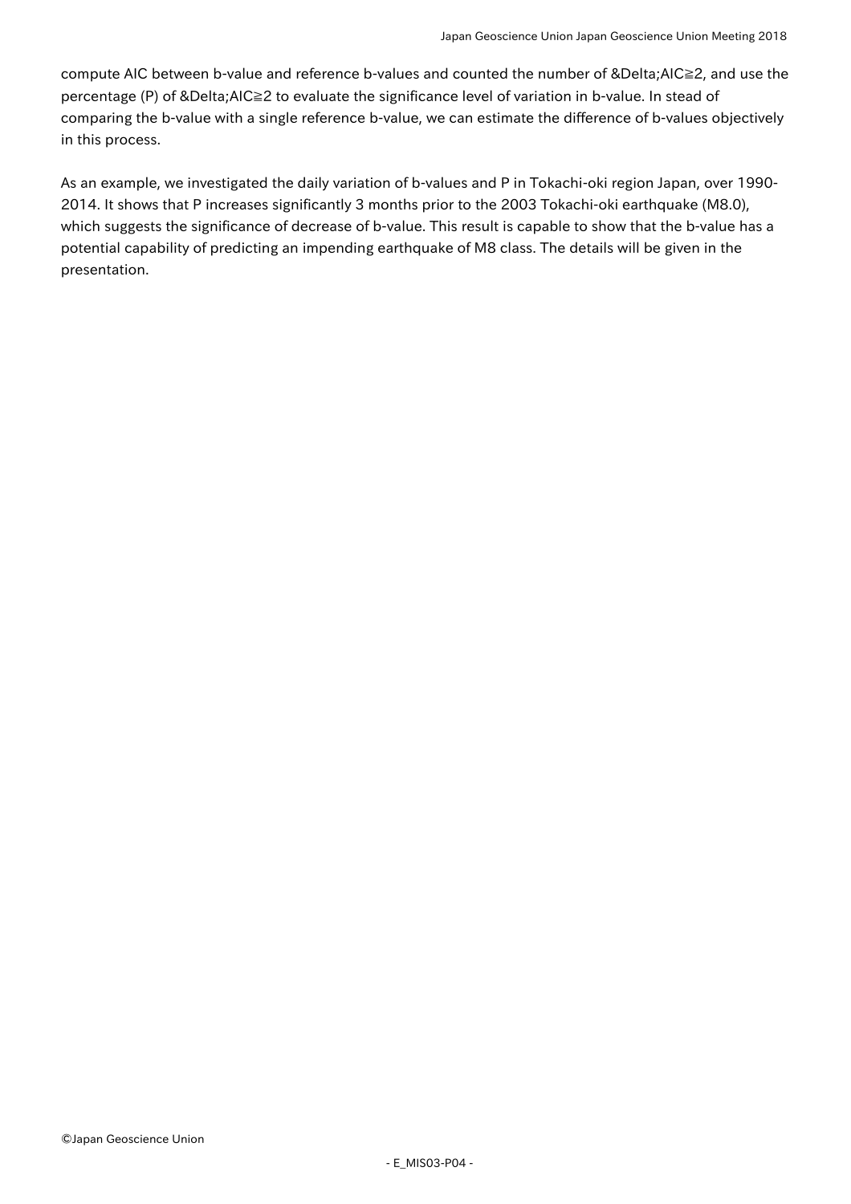compute AIC between b-value and reference b-values and counted the number of &Delta;AIC≧2, and use the percentage (P) of &Delta;AIC≧2 to evaluate the significance level of variation in b-value. In stead of comparing the b-value with a single reference b-value, we can estimate the difference of b-values objectively in this process.

As an example, we investigated the daily variation of b-values and P in Tokachi-oki region Japan, over 1990-2014. It shows that P increases significantly 3 months prior to the 2003 Tokachi-oki earthquake (M8.0), which suggests the significance of decrease of b-value. This result is capable to show that the b-value has a potential capability of predicting an impending earthquake of M8 class. The details will be given in the presentation.